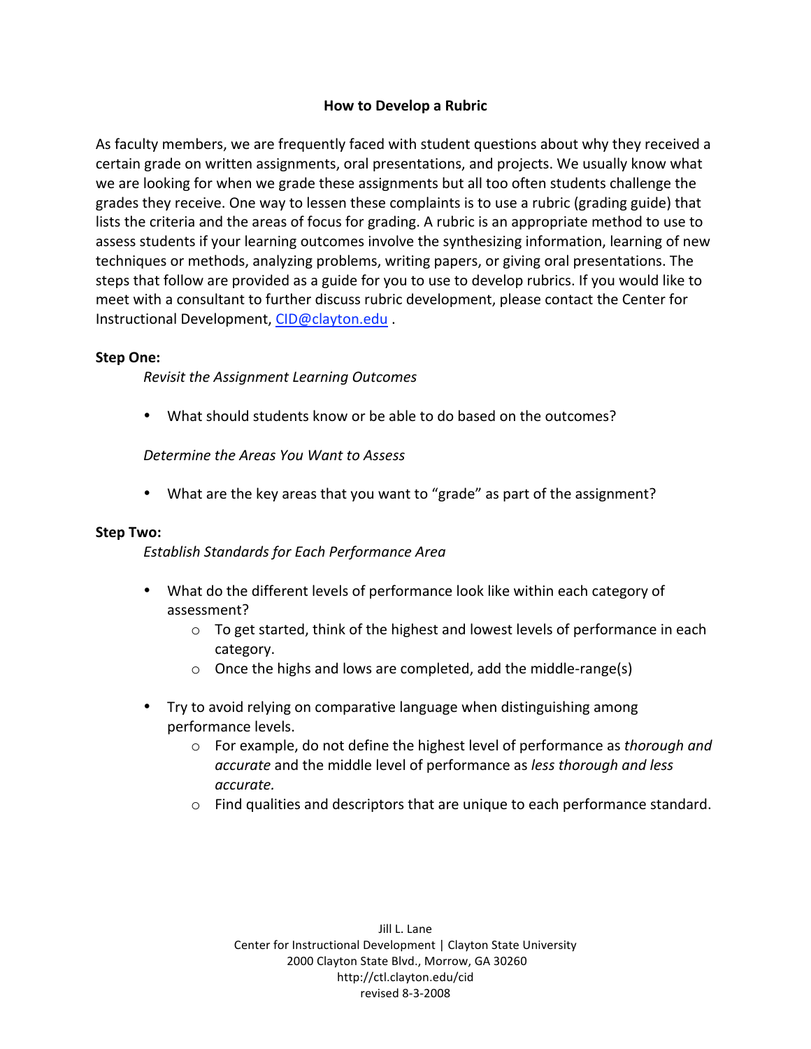# How to Develop a Rubric

As faculty members, we are frequently faced with student questions about why they received a certain grade on written assignments, oral presentations, and projects. We usually know what we are looking for when we grade these assignments but all too often students challenge the grades they receive. One way to lessen these complaints is to use a rubric (grading guide) that lists the criteria and the areas of focus for grading. A rubric is an appropriate method to use to assess students if your learning outcomes involve the synthesizing information, learning of new techniques or methods, analyzing problems, writing papers, or giving oral presentations. The steps that follow are provided as a guide for you to use to develop rubrics. If you would like to meet with a consultant to further discuss rubric development, please contact the Center for Instructional Development, CID@clayton.edu .

**Step One:**

*Revisit the Assignment Learning Outcomes*

- What should students know or be able to do based on the outcomes?

*Determine the Areas You Want to Assess*

- What are the key areas that you want to "grade" as part of the assignment?

**Step Two:**

*Establish Standards for Each Performance Area*

- What do the different levels of performance look like within each category of assessment?
  - To get started, think of the highest and lowest levels of performance in each category.
  - Once the highs and lows are completed, add the middle-range(s)

- Try to avoid relying on comparative language when distinguishing among performance levels.
  - For example, do not define the highest level of performance as *thorough and accurate* and the middle level of performance as *less thorough and less accurate.*
  - Find qualities and descriptors that are unique to each performance standard.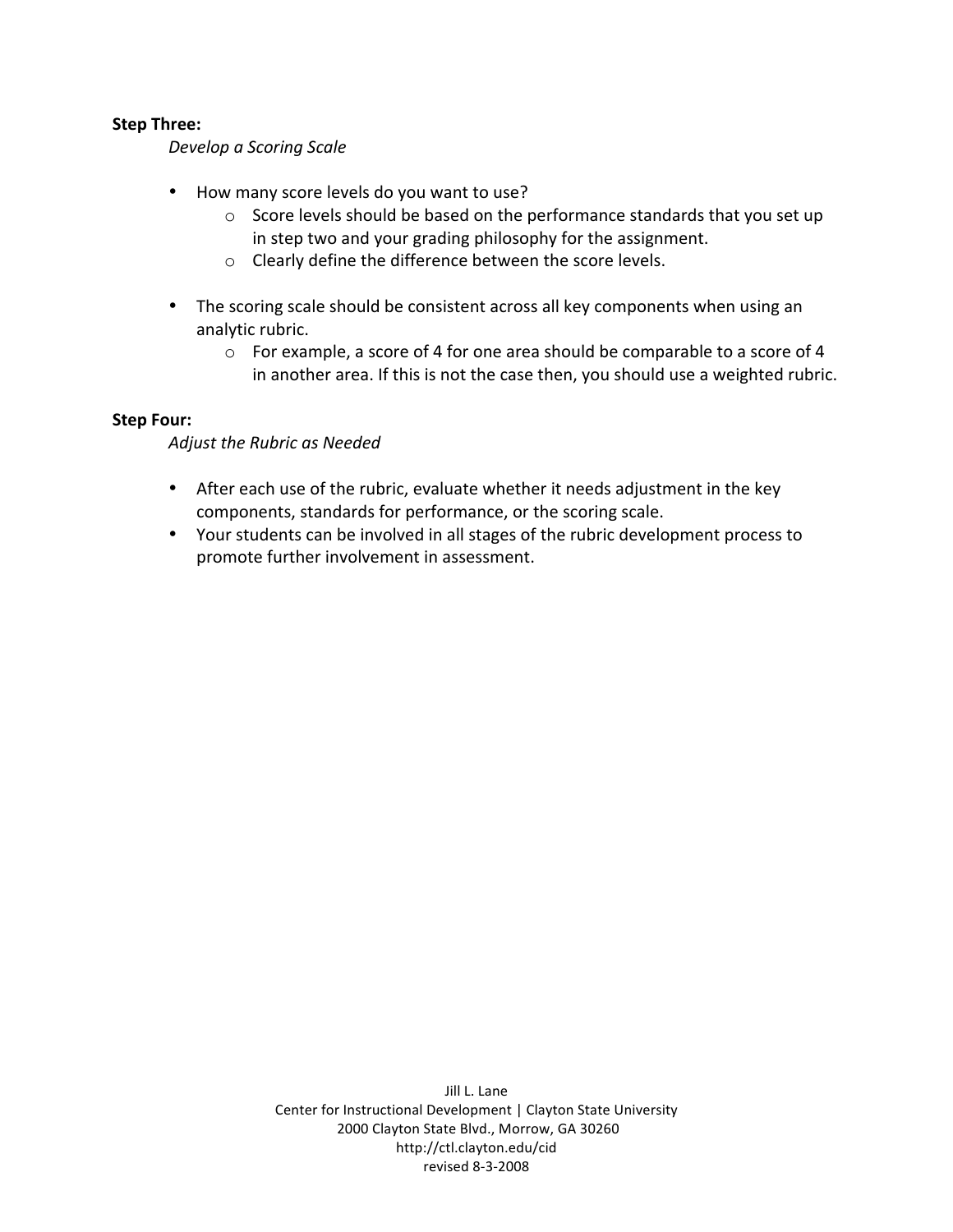**Step Three:**

*Develop a Scoring Scale*

- How many score levels do you want to use?
  - Score levels should be based on the performance standards that you set up in step two and your grading philosophy for the assignment.
  - Clearly define the difference between the score levels.

- The scoring scale should be consistent across all key components when using an analytic rubric.
  - For example, a score of 4 for one area should be comparable to a score of 4 in another area. If this is not the case then, you should use a weighted rubric.

**Step Four:**

*Adjust the Rubric as Needed*

- After each use of the rubric, evaluate whether it needs adjustment in the key components, standards for performance, or the scoring scale.
- Your students can be involved in all stages of the rubric development process to promote further involvement in assessment.

Jill L. Lane
Center for Instructional Development | Clayton State University
2000 Clayton State Blvd., Morrow, GA 30260
http://ctl.clayton.edu/cid
revised 8-3-2008